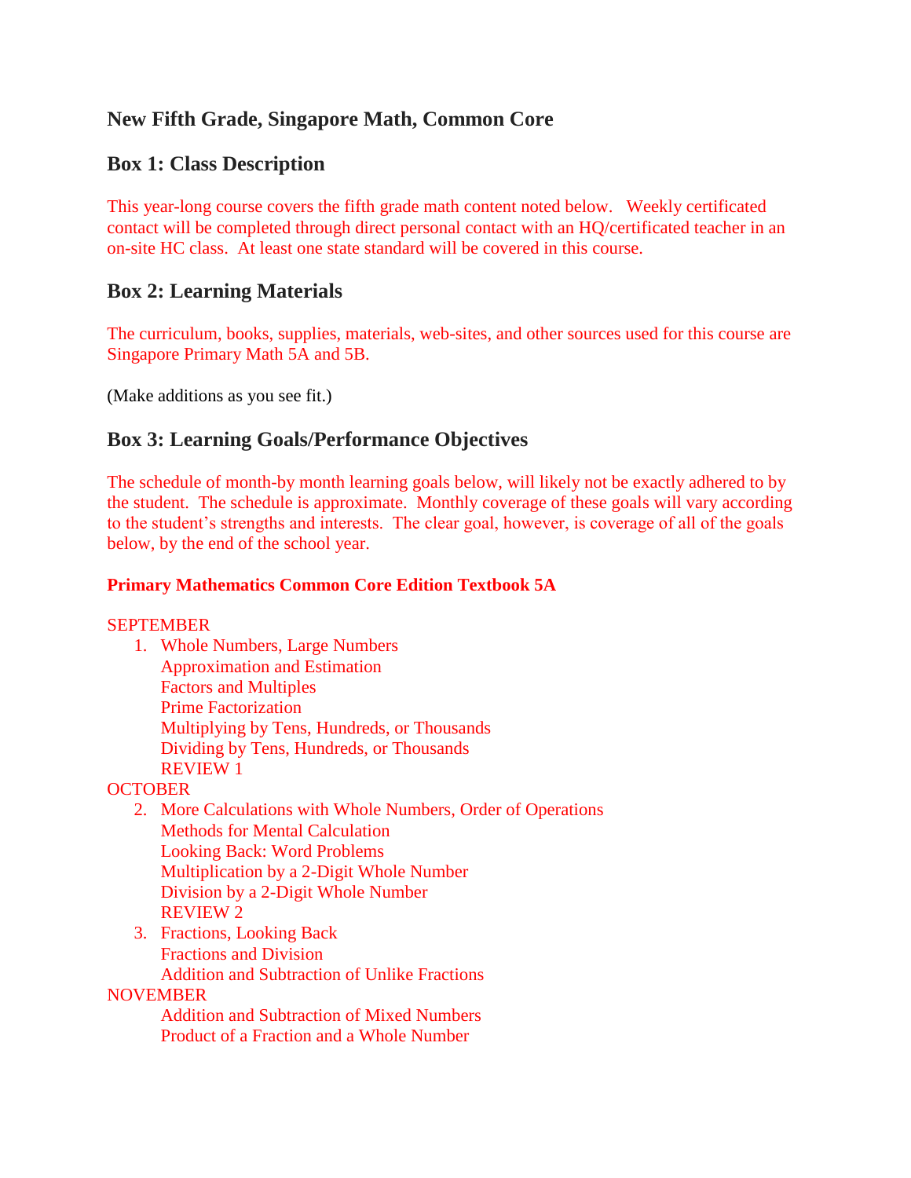# New Fifth Grade, Singapore Math, Common Core

## Box 1: Class Description

This year-long course covers the fifth grade math content noted below. Weekly certificated contact will be completed through direct personal contact with an HQ/certificated teacher in an on-site HC class. At least one state standard will be covered in this course.

## Box 2: Learning Materials

The curriculum, books, supplies, materials, web-sites, and other sources used for this course are Singapore Primary Math 5A and 5B.

(Make additions as you see fit.)

## Box 3: Learning Goals/Performance Objectives

The schedule of month-by month learning goals below, will likely not be exactly adhered to by the student. The schedule is approximate. Monthly coverage of these goals will vary according to the student's strengths and interests. The clear goal, however, is coverage of all of the goals below, by the end of the school year.

**Primary Mathematics Common Core Edition Textbook 5A**

SEPTEMBER

1. Whole Numbers, Large Numbers
   Approximation and Estimation
   Factors and Multiples
   Prime Factorization
   Multiplying by Tens, Hundreds, or Thousands
   Dividing by Tens, Hundreds, or Thousands
   REVIEW 1

OCTOBER

2. More Calculations with Whole Numbers, Order of Operations
   Methods for Mental Calculation
   Looking Back: Word Problems
   Multiplication by a 2-Digit Whole Number
   Division by a 2-Digit Whole Number
   REVIEW 2
3. Fractions, Looking Back
   Fractions and Division
   Addition and Subtraction of Unlike Fractions

NOVEMBER

   Addition and Subtraction of Mixed Numbers
   Product of a Fraction and a Whole Number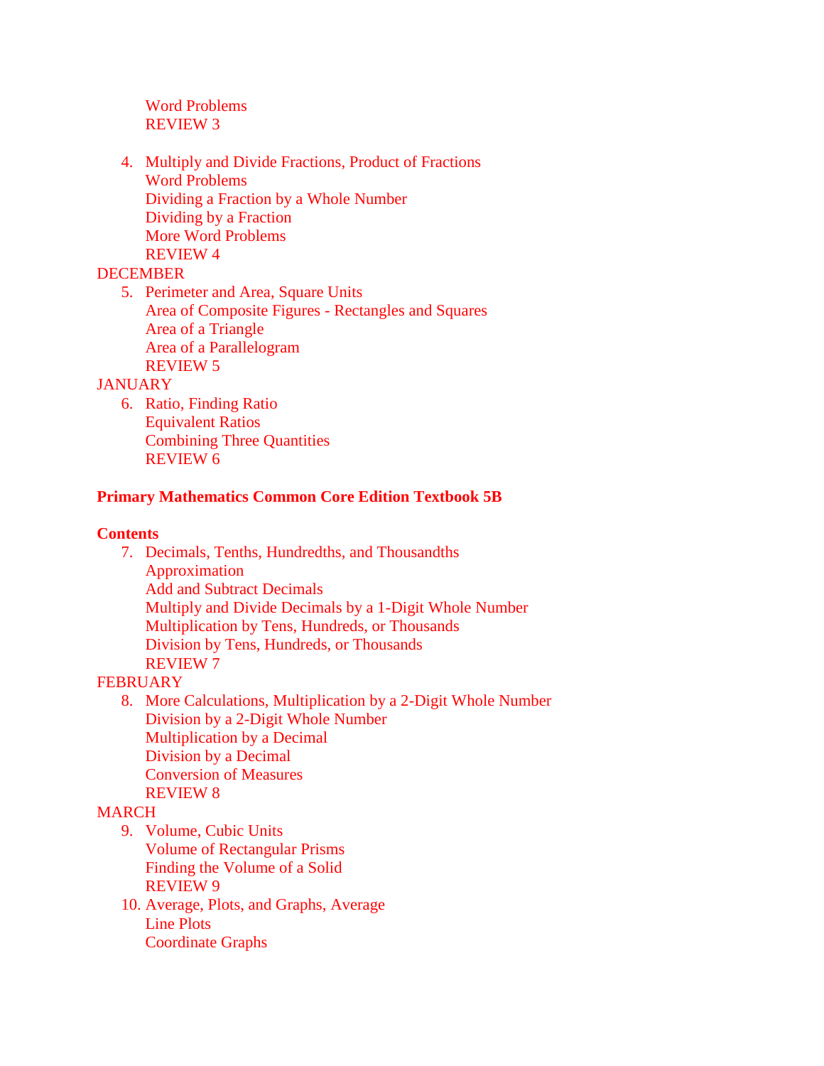Word Problems
REVIEW 3

4. Multiply and Divide Fractions, Product of Fractions
   Word Problems
   Dividing a Fraction by a Whole Number
   Dividing by a Fraction
   More Word Problems
   REVIEW 4

DECEMBER

5. Perimeter and Area, Square Units
   Area of Composite Figures - Rectangles and Squares
   Area of a Triangle
   Area of a Parallelogram
   REVIEW 5

JANUARY

6. Ratio, Finding Ratio
   Equivalent Ratios
   Combining Three Quantities
   REVIEW 6

**Primary Mathematics Common Core Edition Textbook 5B**

**Contents**

7. Decimals, Tenths, Hundredths, and Thousandths
   Approximation
   Add and Subtract Decimals
   Multiply and Divide Decimals by a 1-Digit Whole Number
   Multiplication by Tens, Hundreds, or Thousands
   Division by Tens, Hundreds, or Thousands
   REVIEW 7

FEBRUARY

8. More Calculations, Multiplication by a 2-Digit Whole Number
   Division by a 2-Digit Whole Number
   Multiplication by a Decimal
   Division by a Decimal
   Conversion of Measures
   REVIEW 8

MARCH

9. Volume, Cubic Units
   Volume of Rectangular Prisms
   Finding the Volume of a Solid
   REVIEW 9
10. Average, Plots, and Graphs, Average
    Line Plots
    Coordinate Graphs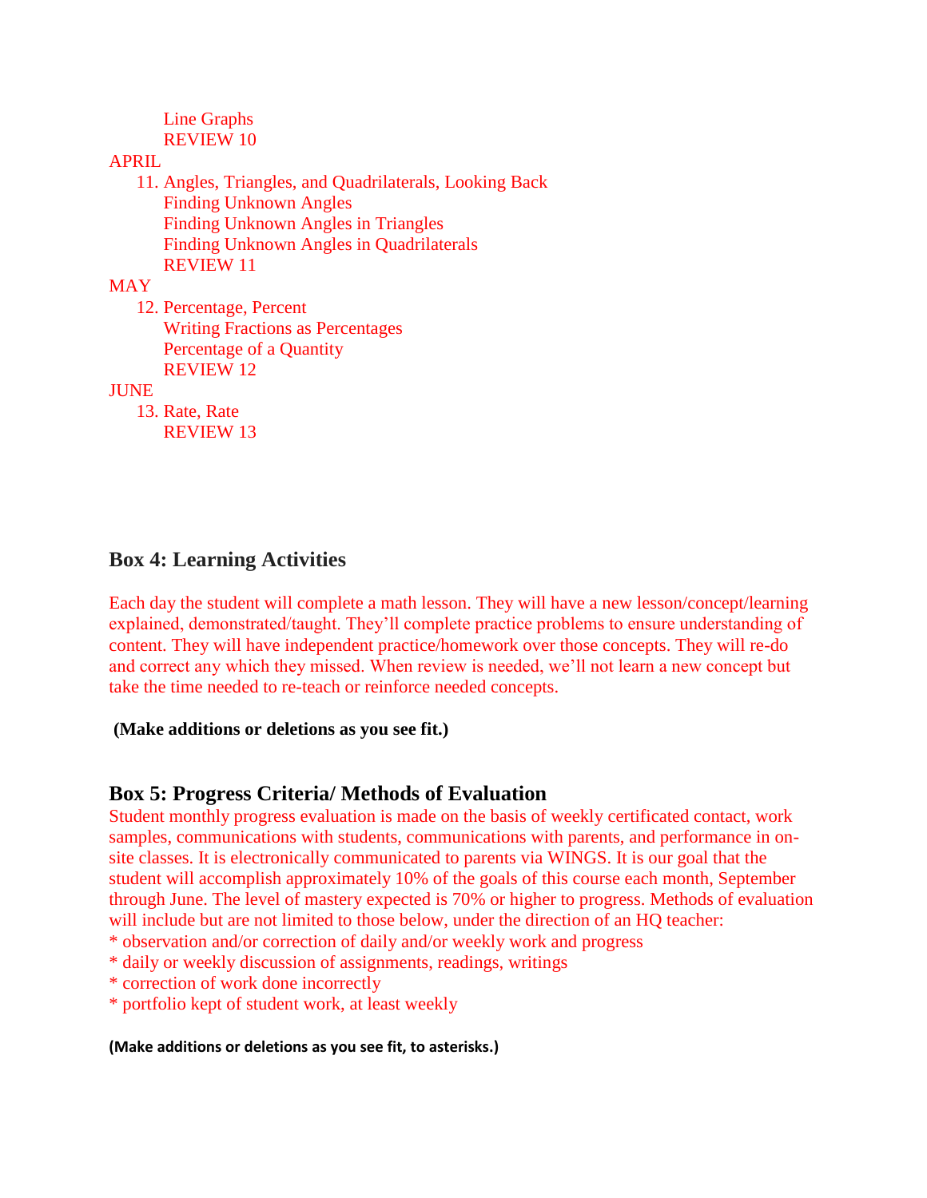Line Graphs
REVIEW 10

APRIL

11. Angles, Triangles, and Quadrilaterals, Looking Back
    Finding Unknown Angles
    Finding Unknown Angles in Triangles
    Finding Unknown Angles in Quadrilaterals
    REVIEW 11

MAY

12. Percentage, Percent
    Writing Fractions as Percentages
    Percentage of a Quantity
    REVIEW 12

JUNE

13. Rate, Rate
    REVIEW 13

## Box 4: Learning Activities

Each day the student will complete a math lesson. They will have a new lesson/concept/learning explained, demonstrated/taught. They'll complete practice problems to ensure understanding of content. They will have independent practice/homework over those concepts. They will re-do and correct any which they missed. When review is needed, we'll not learn a new concept but take the time needed to re-teach or reinforce needed concepts.

**(Make additions or deletions as you see fit.)**

## Box 5: Progress Criteria/ Methods of Evaluation

Student monthly progress evaluation is made on the basis of weekly certificated contact, work samples, communications with students, communications with parents, and performance in on-site classes. It is electronically communicated to parents via WINGS. It is our goal that the student will accomplish approximately 10% of the goals of this course each month, September through June. The level of mastery expected is 70% or higher to progress. Methods of evaluation will include but are not limited to those below, under the direction of an HQ teacher:

* observation and/or correction of daily and/or weekly work and progress
* daily or weekly discussion of assignments, readings, writings
* correction of work done incorrectly
* portfolio kept of student work, at least weekly

**(Make additions or deletions as you see fit, to asterisks.)**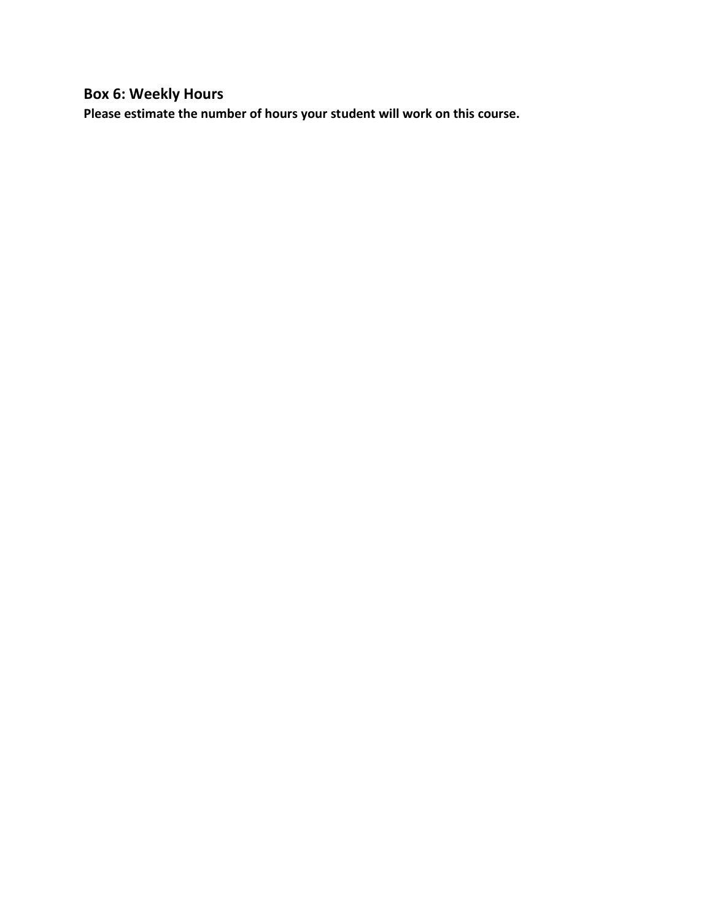## Box 6: Weekly Hours

**Please estimate the number of hours your student will work on this course.**